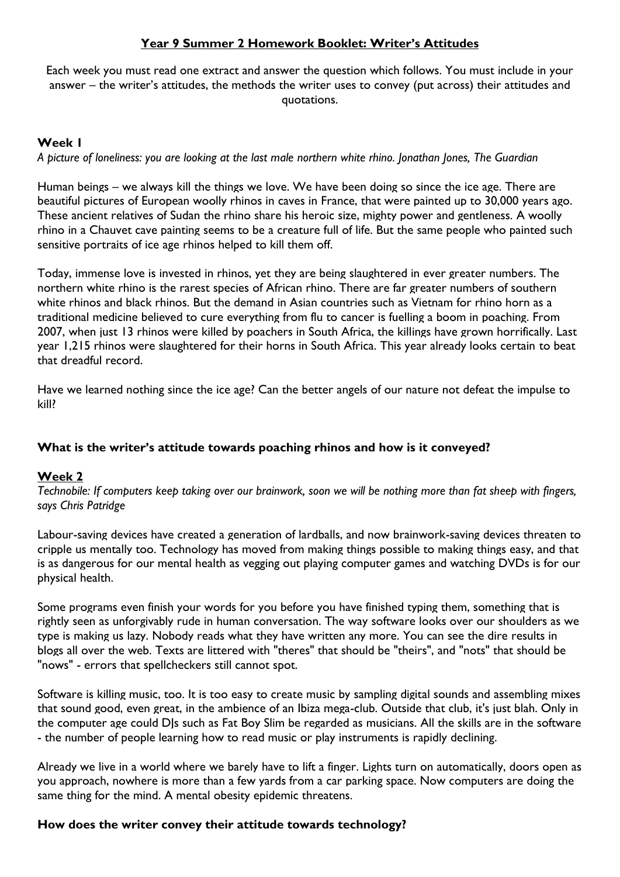# Year 9 Summer 2 Homework Booklet: Writer's Attitudes

Each week you must read one extract and answer the question which follows. You must include in your answer – the writer's attitudes, the methods the writer uses to convey (put across) their attitudes and quotations.

## Week 1

*A picture of loneliness: you are looking at the last male northern white rhino. Jonathan Jones, The Guardian*

Human beings – we always kill the things we love. We have been doing so since the ice age. There are beautiful pictures of European woolly rhinos in caves in France, that were painted up to 30,000 years ago. These ancient relatives of Sudan the rhino share his heroic size, mighty power and gentleness. A woolly rhino in a Chauvet cave painting seems to be a creature full of life. But the same people who painted such sensitive portraits of ice age rhinos helped to kill them off.

Today, immense love is invested in rhinos, yet they are being slaughtered in ever greater numbers. The northern white rhino is the rarest species of African rhino. There are far greater numbers of southern white rhinos and black rhinos. But the demand in Asian countries such as Vietnam for rhino horn as a traditional medicine believed to cure everything from flu to cancer is fuelling a boom in poaching. From 2007, when just 13 rhinos were killed by poachers in South Africa, the killings have grown horrifically. Last year 1,215 rhinos were slaughtered for their horns in South Africa. This year already looks certain to beat that dreadful record.

Have we learned nothing since the ice age? Can the better angels of our nature not defeat the impulse to kill?

### What is the writer's attitude towards poaching rhinos and how is it conveyed?

## Week 2

*Technobile: If computers keep taking over our brainwork, soon we will be nothing more than fat sheep with fingers, says Chris Patridge*

Labour-saving devices have created a generation of lardballs, and now brainwork-saving devices threaten to cripple us mentally too. Technology has moved from making things possible to making things easy, and that is as dangerous for our mental health as vegging out playing computer games and watching DVDs is for our physical health.

Some programs even finish your words for you before you have finished typing them, something that is rightly seen as unforgivably rude in human conversation. The way software looks over our shoulders as we type is making us lazy. Nobody reads what they have written any more. You can see the dire results in blogs all over the web. Texts are littered with "theres" that should be "theirs", and "nots" that should be "nows" - errors that spellcheckers still cannot spot.

Software is killing music, too. It is too easy to create music by sampling digital sounds and assembling mixes that sound good, even great, in the ambience of an Ibiza mega-club. Outside that club, it's just blah. Only in the computer age could DJs such as Fat Boy Slim be regarded as musicians. All the skills are in the software - the number of people learning how to read music or play instruments is rapidly declining.

Already we live in a world where we barely have to lift a finger. Lights turn on automatically, doors open as you approach, nowhere is more than a few yards from a car parking space. Now computers are doing the same thing for the mind. A mental obesity epidemic threatens.

### How does the writer convey their attitude towards technology?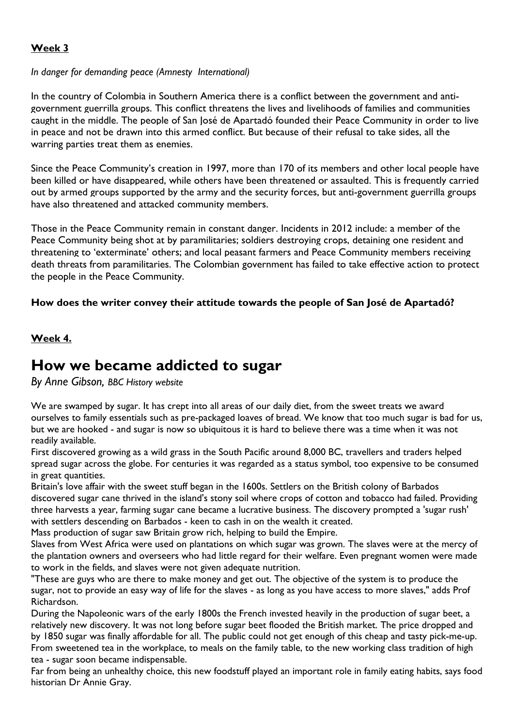**Week 3**

*In danger for demanding peace (Amnesty International)*

In the country of Colombia in Southern America there is a conflict between the government and anti-government guerrilla groups. This conflict threatens the lives and livelihoods of families and communities caught in the middle. The people of San José de Apartadó founded their Peace Community in order to live in peace and not be drawn into this armed conflict. But because of their refusal to take sides, all the warring parties treat them as enemies.

Since the Peace Community's creation in 1997, more than 170 of its members and other local people have been killed or have disappeared, while others have been threatened or assaulted. This is frequently carried out by armed groups supported by the army and the security forces, but anti-government guerrilla groups have also threatened and attacked community members.

Those in the Peace Community remain in constant danger. Incidents in 2012 include: a member of the Peace Community being shot at by paramilitaries; soldiers destroying crops, detaining one resident and threatening to 'exterminate' others; and local peasant farmers and Peace Community members receiving death threats from paramilitaries. The Colombian government has failed to take effective action to protect the people in the Peace Community.

**How does the writer convey their attitude towards the people of San José de Apartadó?**

**Week 4.**

# How we became addicted to sugar

*By Anne Gibson, BBC History website*

We are swamped by sugar. It has crept into all areas of our daily diet, from the sweet treats we award ourselves to family essentials such as pre-packaged loaves of bread. We know that too much sugar is bad for us, but we are hooked - and sugar is now so ubiquitous it is hard to believe there was a time when it was not readily available.

First discovered growing as a wild grass in the South Pacific around 8,000 BC, travellers and traders helped spread sugar across the globe. For centuries it was regarded as a status symbol, too expensive to be consumed in great quantities.

Britain's love affair with the sweet stuff began in the 1600s. Settlers on the British colony of Barbados discovered sugar cane thrived in the island's stony soil where crops of cotton and tobacco had failed. Providing three harvests a year, farming sugar cane became a lucrative business. The discovery prompted a 'sugar rush' with settlers descending on Barbados - keen to cash in on the wealth it created.

Mass production of sugar saw Britain grow rich, helping to build the Empire.

Slaves from West Africa were used on plantations on which sugar was grown. The slaves were at the mercy of the plantation owners and overseers who had little regard for their welfare. Even pregnant women were made to work in the fields, and slaves were not given adequate nutrition.

"These are guys who are there to make money and get out. The objective of the system is to produce the sugar, not to provide an easy way of life for the slaves - as long as you have access to more slaves," adds Prof Richardson.

During the Napoleonic wars of the early 1800s the French invested heavily in the production of sugar beet, a relatively new discovery. It was not long before sugar beet flooded the British market. The price dropped and by 1850 sugar was finally affordable for all. The public could not get enough of this cheap and tasty pick-me-up. From sweetened tea in the workplace, to meals on the family table, to the new working class tradition of high tea - sugar soon became indispensable.

Far from being an unhealthy choice, this new foodstuff played an important role in family eating habits, says food historian Dr Annie Gray.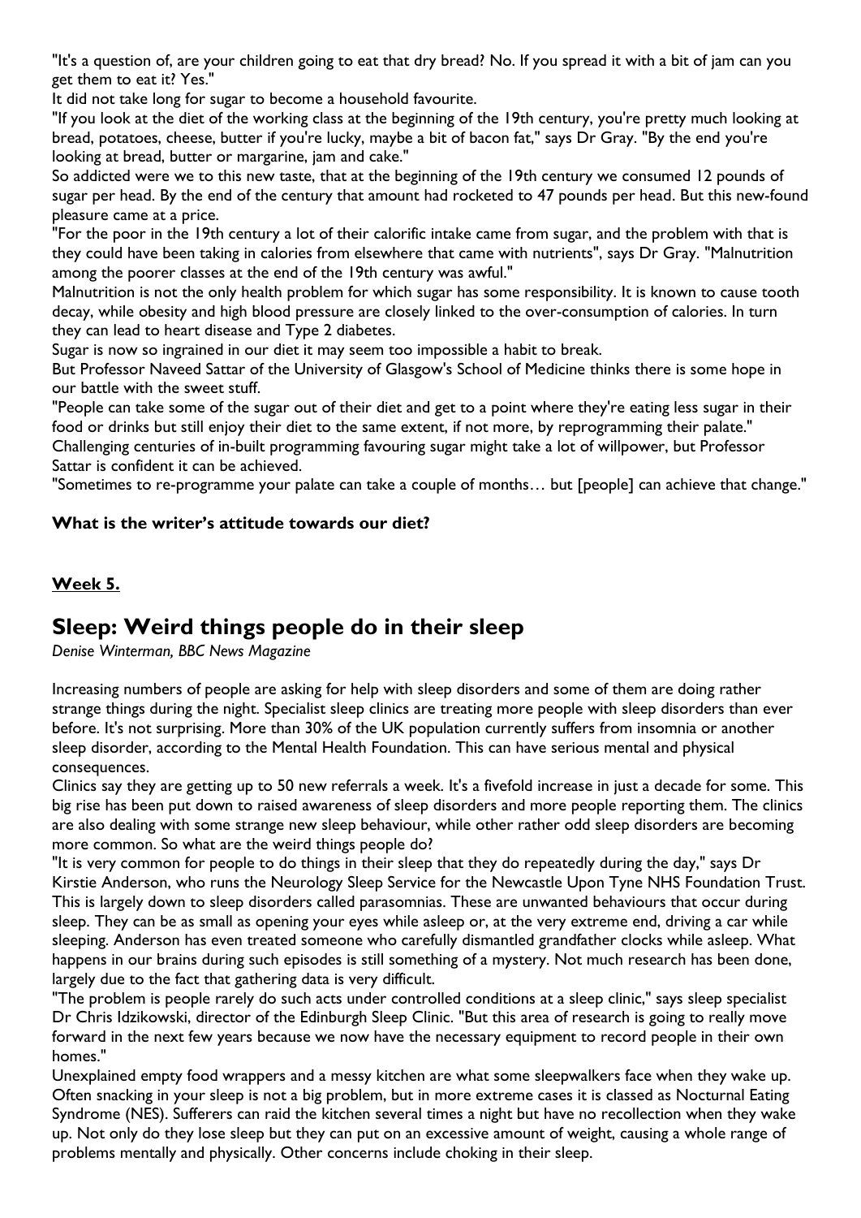"It's a question of, are your children going to eat that dry bread? No. If you spread it with a bit of jam can you get them to eat it? Yes."

It did not take long for sugar to become a household favourite.

"If you look at the diet of the working class at the beginning of the 19th century, you're pretty much looking at bread, potatoes, cheese, butter if you're lucky, maybe a bit of bacon fat," says Dr Gray. "By the end you're looking at bread, butter or margarine, jam and cake."

So addicted were we to this new taste, that at the beginning of the 19th century we consumed 12 pounds of sugar per head. By the end of the century that amount had rocketed to 47 pounds per head. But this new-found pleasure came at a price.

"For the poor in the 19th century a lot of their calorific intake came from sugar, and the problem with that is they could have been taking in calories from elsewhere that came with nutrients", says Dr Gray. "Malnutrition among the poorer classes at the end of the 19th century was awful."

Malnutrition is not the only health problem for which sugar has some responsibility. It is known to cause tooth decay, while obesity and high blood pressure are closely linked to the over-consumption of calories. In turn they can lead to heart disease and Type 2 diabetes.

Sugar is now so ingrained in our diet it may seem too impossible a habit to break.

But Professor Naveed Sattar of the University of Glasgow's School of Medicine thinks there is some hope in our battle with the sweet stuff.

"People can take some of the sugar out of their diet and get to a point where they're eating less sugar in their food or drinks but still enjoy their diet to the same extent, if not more, by reprogramming their palate."

Challenging centuries of in-built programming favouring sugar might take a lot of willpower, but Professor Sattar is confident it can be achieved.

"Sometimes to re-programme your palate can take a couple of months… but [people] can achieve that change."

**What is the writer's attitude towards our diet?**

**Week 5.**

## Sleep: Weird things people do in their sleep

*Denise Winterman, BBC News Magazine*

Increasing numbers of people are asking for help with sleep disorders and some of them are doing rather strange things during the night. Specialist sleep clinics are treating more people with sleep disorders than ever before. It's not surprising. More than 30% of the UK population currently suffers from insomnia or another sleep disorder, according to the Mental Health Foundation. This can have serious mental and physical consequences.

Clinics say they are getting up to 50 new referrals a week. It's a fivefold increase in just a decade for some. This big rise has been put down to raised awareness of sleep disorders and more people reporting them. The clinics are also dealing with some strange new sleep behaviour, while other rather odd sleep disorders are becoming more common. So what are the weird things people do?

"It is very common for people to do things in their sleep that they do repeatedly during the day," says Dr Kirstie Anderson, who runs the Neurology Sleep Service for the Newcastle Upon Tyne NHS Foundation Trust. This is largely down to sleep disorders called parasomnias. These are unwanted behaviours that occur during sleep. They can be as small as opening your eyes while asleep or, at the very extreme end, driving a car while sleeping. Anderson has even treated someone who carefully dismantled grandfather clocks while asleep. What happens in our brains during such episodes is still something of a mystery. Not much research has been done, largely due to the fact that gathering data is very difficult.

"The problem is people rarely do such acts under controlled conditions at a sleep clinic," says sleep specialist Dr Chris Idzikowski, director of the Edinburgh Sleep Clinic. "But this area of research is going to really move forward in the next few years because we now have the necessary equipment to record people in their own homes."

Unexplained empty food wrappers and a messy kitchen are what some sleepwalkers face when they wake up. Often snacking in your sleep is not a big problem, but in more extreme cases it is classed as Nocturnal Eating Syndrome (NES). Sufferers can raid the kitchen several times a night but have no recollection when they wake up. Not only do they lose sleep but they can put on an excessive amount of weight, causing a whole range of problems mentally and physically. Other concerns include choking in their sleep.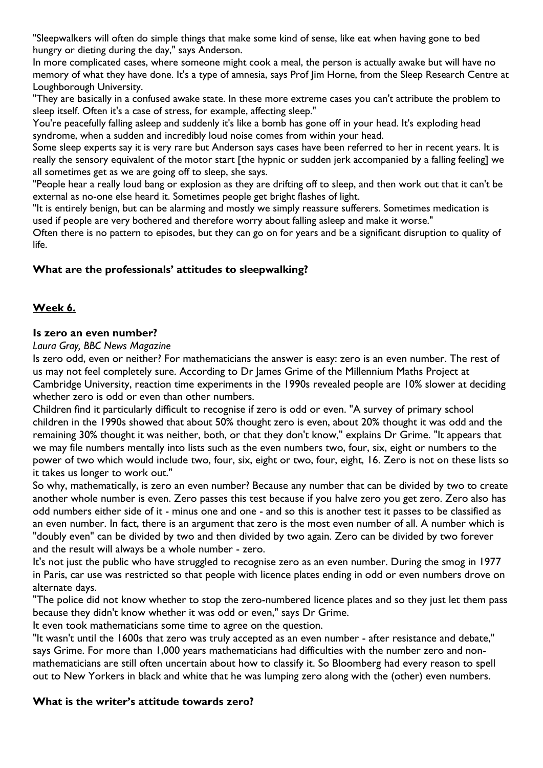"Sleepwalkers will often do simple things that make some kind of sense, like eat when having gone to bed hungry or dieting during the day," says Anderson.

In more complicated cases, where someone might cook a meal, the person is actually awake but will have no memory of what they have done. It's a type of amnesia, says Prof Jim Horne, from the Sleep Research Centre at Loughborough University.

"They are basically in a confused awake state. In these more extreme cases you can't attribute the problem to sleep itself. Often it's a case of stress, for example, affecting sleep."

You're peacefully falling asleep and suddenly it's like a bomb has gone off in your head. It's exploding head syndrome, when a sudden and incredibly loud noise comes from within your head.

Some sleep experts say it is very rare but Anderson says cases have been referred to her in recent years. It is really the sensory equivalent of the motor start [the hypnic or sudden jerk accompanied by a falling feeling] we all sometimes get as we are going off to sleep, she says.

"People hear a really loud bang or explosion as they are drifting off to sleep, and then work out that it can't be external as no-one else heard it. Sometimes people get bright flashes of light.

"It is entirely benign, but can be alarming and mostly we simply reassure sufferers. Sometimes medication is used if people are very bothered and therefore worry about falling asleep and make it worse."

Often there is no pattern to episodes, but they can go on for years and be a significant disruption to quality of life.

**What are the professionals' attitudes to sleepwalking?**

## Week 6.

### Is zero an even number?

*Laura Gray, BBC News Magazine*

Is zero odd, even or neither? For mathematicians the answer is easy: zero is an even number. The rest of us may not feel completely sure. According to Dr James Grime of the Millennium Maths Project at Cambridge University, reaction time experiments in the 1990s revealed people are 10% slower at deciding whether zero is odd or even than other numbers.

Children find it particularly difficult to recognise if zero is odd or even. "A survey of primary school children in the 1990s showed that about 50% thought zero is even, about 20% thought it was odd and the remaining 30% thought it was neither, both, or that they don't know," explains Dr Grime. "It appears that we may file numbers mentally into lists such as the even numbers two, four, six, eight or numbers to the power of two which would include two, four, six, eight or two, four, eight, 16. Zero is not on these lists so it takes us longer to work out."

So why, mathematically, is zero an even number? Because any number that can be divided by two to create another whole number is even. Zero passes this test because if you halve zero you get zero. Zero also has odd numbers either side of it - minus one and one - and so this is another test it passes to be classified as an even number. In fact, there is an argument that zero is the most even number of all. A number which is "doubly even" can be divided by two and then divided by two again. Zero can be divided by two forever and the result will always be a whole number - zero.

It's not just the public who have struggled to recognise zero as an even number. During the smog in 1977 in Paris, car use was restricted so that people with licence plates ending in odd or even numbers drove on alternate days.

"The police did not know whether to stop the zero-numbered licence plates and so they just let them pass because they didn't know whether it was odd or even," says Dr Grime.

It even took mathematicians some time to agree on the question.

"It wasn't until the 1600s that zero was truly accepted as an even number - after resistance and debate," says Grime. For more than 1,000 years mathematicians had difficulties with the number zero and non-mathematicians are still often uncertain about how to classify it. So Bloomberg had every reason to spell out to New Yorkers in black and white that he was lumping zero along with the (other) even numbers.

**What is the writer's attitude towards zero?**